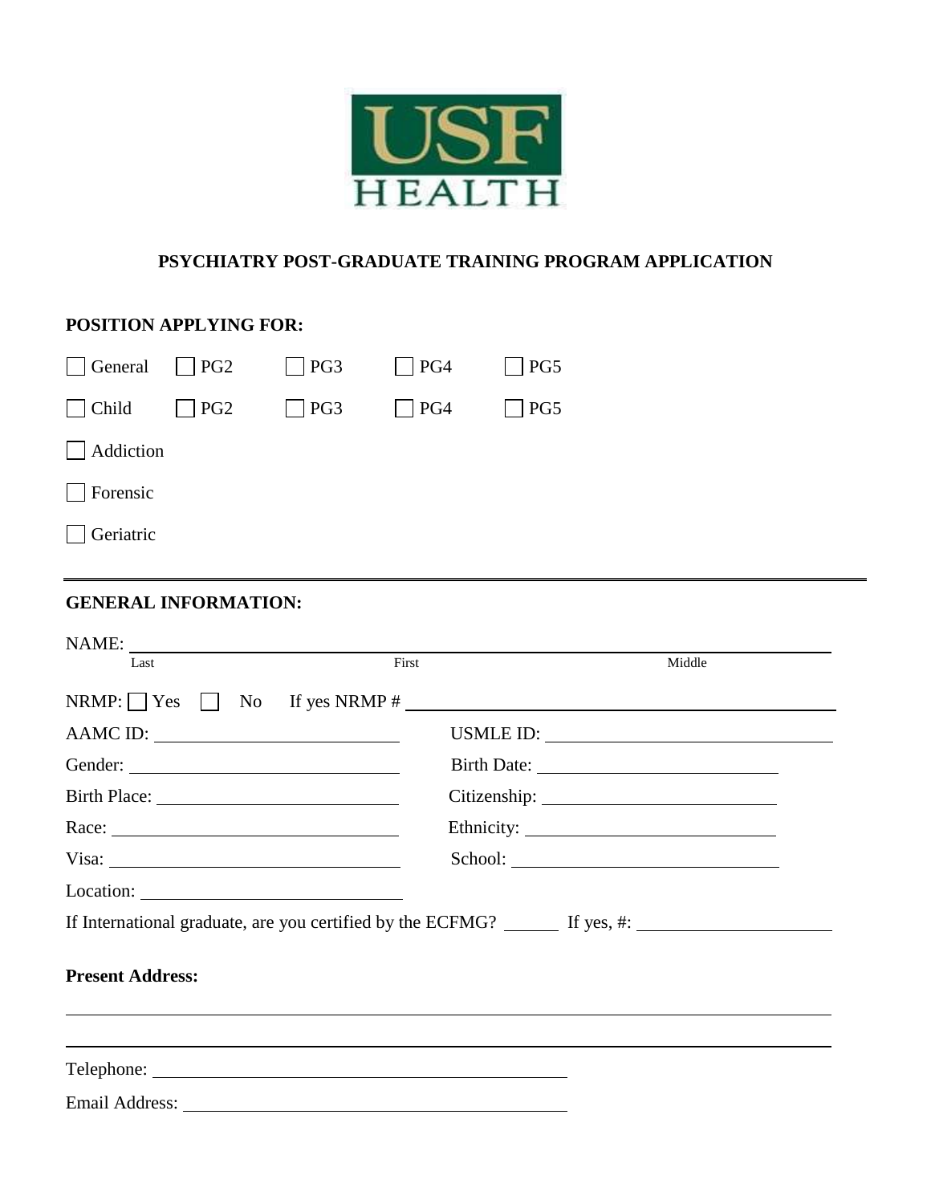USF HEALTH

# PSYCHIATRY POST-GRADUATE TRAINING PROGRAM APPLICATION

## POSITION APPLYING FOR:

☐ General ☐ PG2 ☐ PG3 ☐ PG4 ☐ PG5

☐ Child ☐ PG2 ☐ PG3 ☐ PG4 ☐ PG5

☐ Addiction

☐ Forensic

☐ Geriatric

---

## GENERAL INFORMATION:

NAME: ______________________________________________________________
Last First Middle

NRMP: ☐ Yes ☐ No If yes NRMP # ________________________________

AAMC ID: ____________________ USMLE ID: ____________________

Gender: ____________________ Birth Date: ____________________

Birth Place: ____________________ Citizenship: ____________________

Race: ____________________ Ethnicity: ____________________

Visa: ____________________ School: ____________________

Location: ____________________

If International graduate, are you certified by the ECFMG? ______ If yes, #: ____________________

**Present Address:**

______________________________________________________________

______________________________________________________________

Telephone: ________________________________

Email Address: ________________________________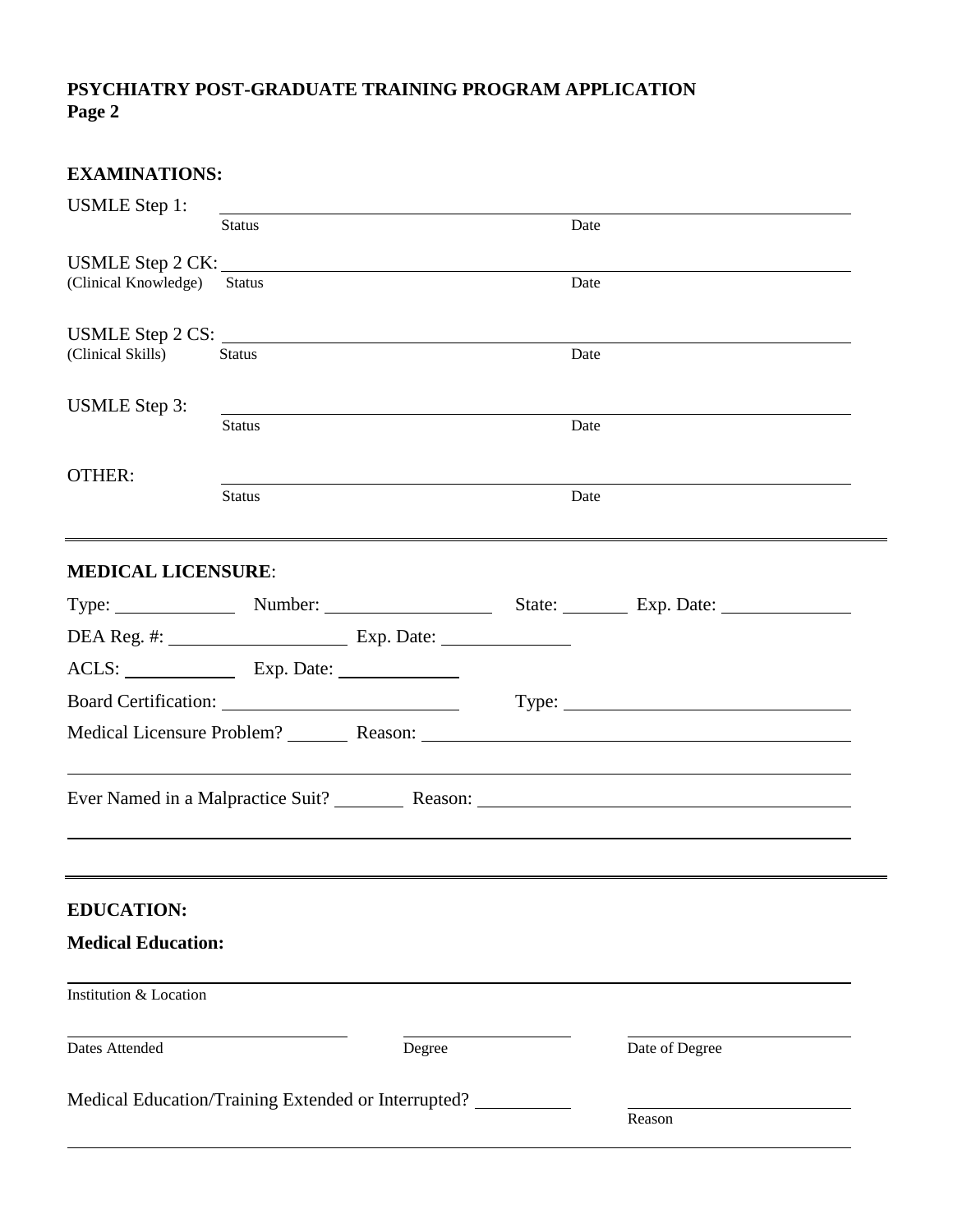**PSYCHIATRY POST-GRADUATE TRAINING PROGRAM APPLICATION**
**Page 2**

## EXAMINATIONS:

USMLE Step 1: ______________________________________________
Status Date

USMLE Step 2 CK: ______________________________________________
(Clinical Knowledge) Status Date

USMLE Step 2 CS: ______________________________________________
(Clinical Skills) Status Date

USMLE Step 3: ______________________________________________
Status Date

OTHER: ______________________________________________
Status Date

---

## MEDICAL LICENSURE:

Type: ____________ Number: ________________ State: _______ Exp. Date: ____________

DEA Reg. #: ________________ Exp. Date: ____________

ACLS: ___________ Exp. Date: ___________

Board Certification: ______________________ Type: ____________________________

Medical Licensure Problem? ______ Reason: ________________________________________

______________________________________________________________________________

Ever Named in a Malpractice Suit? _______ Reason: __________________________________

______________________________________________________________________________

---

## EDUCATION:

### Medical Education:

______________________________________________________________________________
Institution & Location

______________________________ ________________ ______________________
Dates Attended Degree Date of Degree

Medical Education/Training Extended or Interrupted? _________ ______________________
Reason

______________________________________________________________________________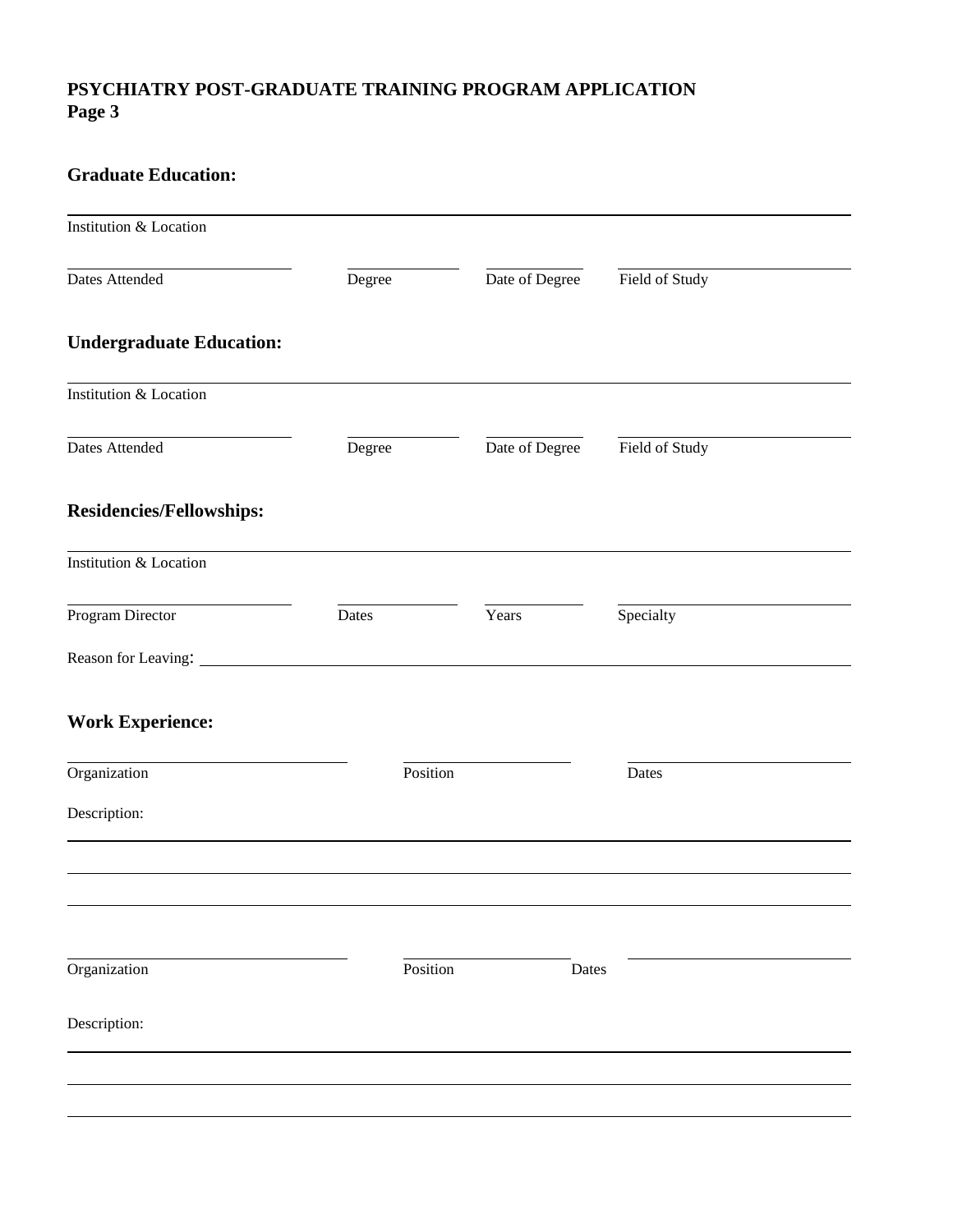**PSYCHIATRY POST-GRADUATE TRAINING PROGRAM APPLICATION**
**Page 3**

## Graduate Education:

_______________________________________________
Institution & Location

_______________ _______________ _______________ _______________
Dates Attended | Degree | Date of Degree | Field of Study

## Undergraduate Education:

_______________________________________________
Institution & Location

_______________ _______________ _______________ _______________
Dates Attended | Degree | Date of Degree | Field of Study

## Residencies/Fellowships:

_______________________________________________
Institution & Location

_______________ _______________ _______________ _______________
Program Director | Dates | Years | Specialty

Reason for Leaving: _______________________________________________

## Work Experience:

_______________ _______________ _______________
Organization | Position | Dates

Description:

_______________________________________________

_______________________________________________

_______________________________________________

_______________ _______________ _______________
Organization | Position | Dates

Description:

_______________________________________________

_______________________________________________

_______________________________________________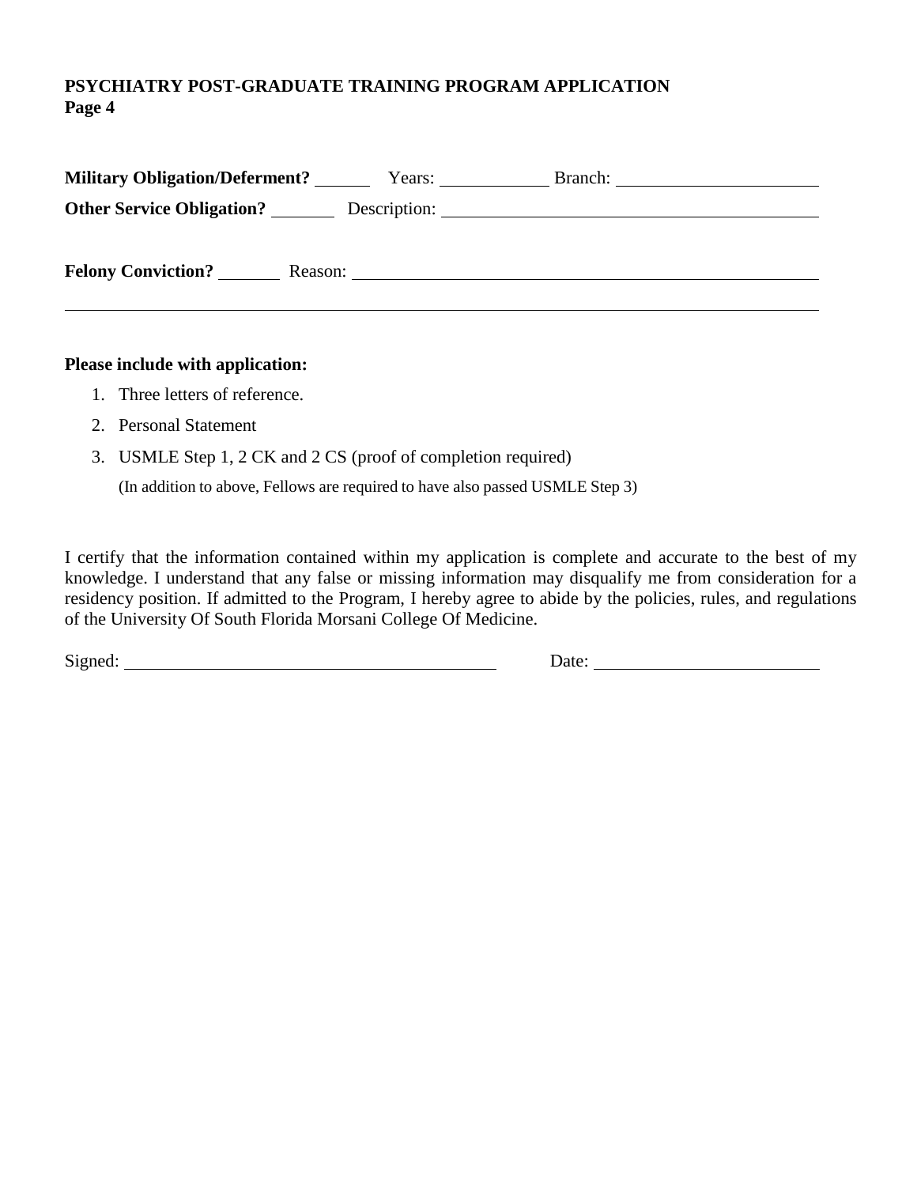**PSYCHIATRY POST-GRADUATE TRAINING PROGRAM APPLICATION**
**Page 4**

**Military Obligation/Deferment?** ______ Years: ____________ Branch: ______________________

**Other Service Obligation?** _______ Description: __________________________________________

**Felony Conviction?** _______ Reason: ____________________________________________________

__________________________________________________________________________________

**Please include with application:**

1. Three letters of reference.
2. Personal Statement
3. USMLE Step 1, 2 CK and 2 CS (proof of completion required)

   (In addition to above, Fellows are required to have also passed USMLE Step 3)

I certify that the information contained within my application is complete and accurate to the best of my knowledge. I understand that any false or missing information may disqualify me from consideration for a residency position. If admitted to the Program, I hereby agree to abide by the policies, rules, and regulations of the University Of South Florida Morsani College Of Medicine.

Signed: ________________________________________ Date: ________________________